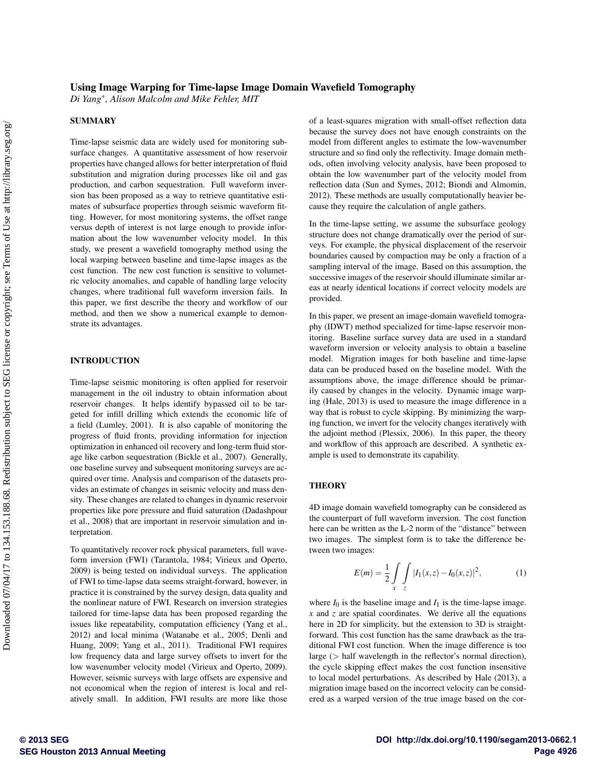# Using Image Warping for Time-lapse Image Domain Wavefield Tomography

*Di Yang*, Alison Malcolm and Mike Fehler, MIT*

## SUMMARY

Time-lapse seismic data are widely used for monitoring subsurface changes. A quantitative assessment of how reservoir properties have changed allows for better interpretation of fluid substitution and migration during processes like oil and gas production, and carbon sequestration. Full waveform inversion has been proposed as a way to retrieve quantitative estimates of subsurface properties through seismic waveform fitting. However, for most monitoring systems, the offset range versus depth of interest is not large enough to provide information about the low wavenumber velocity model. In this study, we present a wavefield tomography method using the local warping between baseline and time-lapse images as the cost function. The new cost function is sensitive to volumetric velocity anomalies, and capable of handling large velocity changes, where traditional full waveform inversion fails. In this paper, we first describe the theory and workflow of our method, and then we show a numerical example to demonstrate its advantages.

## INTRODUCTION

Time-lapse seismic monitoring is often applied for reservoir management in the oil industry to obtain information about reservoir changes. It helps identify bypassed oil to be targeted for infill drilling which extends the economic life of a field (Lumley, 2001). It is also capable of monitoring the progress of fluid fronts, providing information for injection optimization in enhanced oil recovery and long-term fluid storage like carbon sequestration (Bickle et al., 2007). Generally, one baseline survey and subsequent monitoring surveys are acquired over time. Analysis and comparison of the datasets provides an estimate of changes in seismic velocity and mass density. These changes are related to changes in dynamic reservoir properties like pore pressure and fluid saturation (Dadashpour et al., 2008) that are important in reservoir simulation and interpretation.

To quantitatively recover rock physical parameters, full waveform inversion (FWI) (Tarantola, 1984; Virieux and Operto, 2009) is being tested on individual surveys. The application of FWI to time-lapse data seems straight-forward, however, in practice it is constrained by the survey design, data quality and the nonlinear nature of FWI. Research on inversion strategies tailored for time-lapse data has been proposed regarding the issues like repeatability, computation efficiency (Yang et al., 2012) and local minima (Watanabe et al., 2005; Denli and Huang, 2009; Yang et al., 2011). Traditional FWI requires low frequency data and large survey offsets to invert for the low wavenumber velocity model (Virieux and Operto, 2009). However, seismic surveys with large offsets are expensive and not economical when the region of interest is local and relatively small. In addition, FWI results are more like those of a least-squares migration with small-offset reflection data because the survey does not have enough constraints on the model from different angles to estimate the low-wavenumber structure and so find only the reflectivity. Image domain methods, often involving velocity analysis, have been proposed to obtain the low wavenumber part of the velocity model from reflection data (Sun and Symes, 2012; Biondi and Almomin, 2012). These methods are usually computationally heavier because they require the calculation of angle gathers.

In the time-lapse setting, we assume the subsurface geology structure does not change dramatically over the period of surveys. For example, the physical displacement of the reservoir boundaries caused by compaction may be only a fraction of a sampling interval of the image. Based on this assumption, the successive images of the reservoir should illuminate similar areas at nearly identical locations if correct velocity models are provided.

In this paper, we present an image-domain wavefield tomography (IDWT) method specialized for time-lapse reservoir monitoring. Baseline surface survey data are used in a standard waveform inversion or velocity analysis to obtain a baseline model. Migration images for both baseline and time-lapse data can be produced based on the baseline model. With the assumptions above, the image difference should be primarily caused by changes in the velocity. Dynamic image warping (Hale, 2013) is used to measure the image difference in a way that is robust to cycle skipping. By minimizing the warping function, we invert for the velocity changes iteratively with the adjoint method (Plessix, 2006). In this paper, the theory and workflow of this approach are described. A synthetic example is used to demonstrate its capability.

## THEORY

4D image domain wavefield tomography can be considered as the counterpart of full waveform inversion. The cost function here can be written as the L-2 norm of the "distance" between two images. The simplest form is to take the difference between two images:

$$E(m) = \frac{1}{2}\int_x \int_z |I_1(x,z) - I_0(x,z)|^2, \tag{1}$$

where $I_0$ is the baseline image and $I_1$ is the time-lapse image. $x$ and $z$ are spatial coordinates. We derive all the equations here in 2D for simplicity, but the extension to 3D is straightforward. This cost function has the same drawback as the traditional FWI cost function. When the image difference is too large (> half wavelength in the reflector's normal direction), the cycle skipping effect makes the cost function insensitive to local model perturbations. As described by Hale (2013), a migration image based on the incorrect velocity can be considered as a warped version of the true image based on the cor-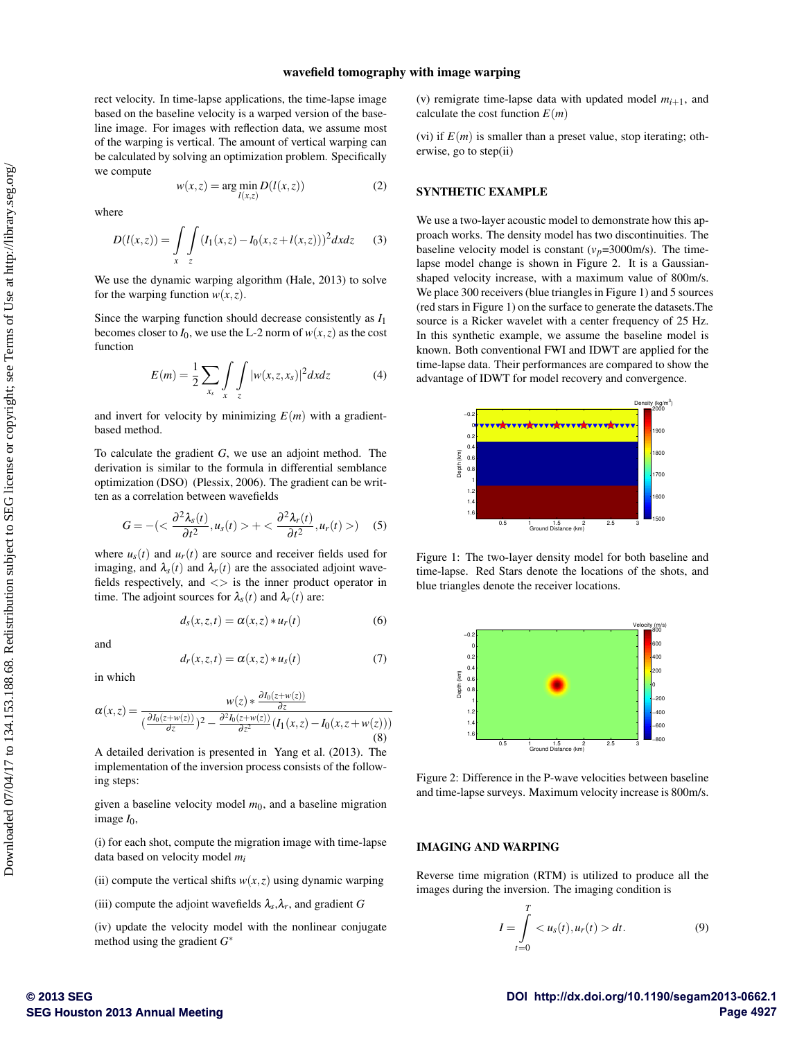rect velocity. In time-lapse applications, the time-lapse image based on the baseline velocity is a warped version of the baseline image. For images with reflection data, we assume most of the warping is vertical. The amount of vertical warping can be calculated by solving an optimization problem. Specifically we compute

$$w(x,z) = \arg\min_{l(x,z)} D(l(x,z)) \quad (2)$$

where

$$D(l(x,z)) = \int_x \int_z (I_1(x,z) - I_0(x, z + l(x,z)))^2 dxdz \quad (3)$$

We use the dynamic warping algorithm (Hale, 2013) to solve for the warping function $w(x,z)$.

Since the warping function should decrease consistently as $I_1$ becomes closer to $I_0$, we use the L-2 norm of $w(x,z)$ as the cost function

$$E(m) = \frac{1}{2} \sum_{x_s} \int_x \int_z |w(x,z,x_s)|^2 dxdz \quad (4)$$

and invert for velocity by minimizing $E(m)$ with a gradient-based method.

To calculate the gradient $G$, we use an adjoint method. The derivation is similar to the formula in differential semblance optimization (DSO) (Plessix, 2006). The gradient can be written as a correlation between wavefields

$$G = -\left(< \frac{\partial^2 \lambda_s(t)}{\partial t^2}, u_s(t) > + < \frac{\partial^2 \lambda_r(t)}{\partial t^2}, u_r(t) >\right) \quad (5)$$

where $u_s(t)$ and $u_r(t)$ are source and receiver fields used for imaging, and $\lambda_s(t)$ and $\lambda_r(t)$ are the associated adjoint wavefields respectively, and $<>$ is the inner product operator in time. The adjoint sources for $\lambda_s(t)$ and $\lambda_r(t)$ are:

$$d_s(x,z,t) = \alpha(x,z) * u_r(t) \quad (6)$$

and

$$d_r(x,z,t) = \alpha(x,z) * u_s(t) \quad (7)$$

in which

$$\alpha(x,z) = \frac{w(z) * \frac{\partial I_0(z+w(z))}{\partial z}}{\left(\frac{\partial I_0(z+w(z))}{\partial z}\right)^2 - \frac{\partial^2 I_0(z+w(z))}{\partial z^2}(I_1(x,z) - I_0(x,z+w(z)))} \quad (8)$$

A detailed derivation is presented in Yang et al. (2013). The implementation of the inversion process consists of the following steps:

given a baseline velocity model $m_0$, and a baseline migration image $I_0$,

(i) for each shot, compute the migration image with time-lapse data based on velocity model $m_i$

(ii) compute the vertical shifts $w(x,z)$ using dynamic warping

(iii) compute the adjoint wavefields $\lambda_s$,$\lambda_r$, and gradient $G$

(iv) update the velocity model with the nonlinear conjugate method using the gradient $G^*$

(v) remigrate time-lapse data with updated model $m_{i+1}$, and calculate the cost function $E(m)$

(vi) if $E(m)$ is smaller than a preset value, stop iterating; otherwise, go to step(ii)

## SYNTHETIC EXAMPLE

We use a two-layer acoustic model to demonstrate how this approach works. The density model has two discontinuities. The baseline velocity model is constant ($v_p$=3000m/s). The time-lapse model change is shown in Figure 2. It is a Gaussian-shaped velocity increase, with a maximum value of 800m/s. We place 300 receivers (blue triangles in Figure 1) and 5 sources (red stars in Figure 1) on the surface to generate the datasets.The source is a Ricker wavelet with a center frequency of 25 Hz. In this synthetic example, we assume the baseline model is known. Both conventional FWI and IDWT are applied for the time-lapse data. Their performances are compared to show the advantage of IDWT for model recovery and convergence.

Figure 1: The two-layer density model for both baseline and time-lapse. Red Stars denote the locations of the shots, and blue triangles denote the receiver locations.

Figure 2: Difference in the P-wave velocities between baseline and time-lapse surveys. Maximum velocity increase is 800m/s.

## IMAGING AND WARPING

Reverse time migration (RTM) is utilized to produce all the images during the inversion. The imaging condition is

$$I = \int_{t=0}^{T} < u_s(t), u_r(t) > dt. \quad (9)$$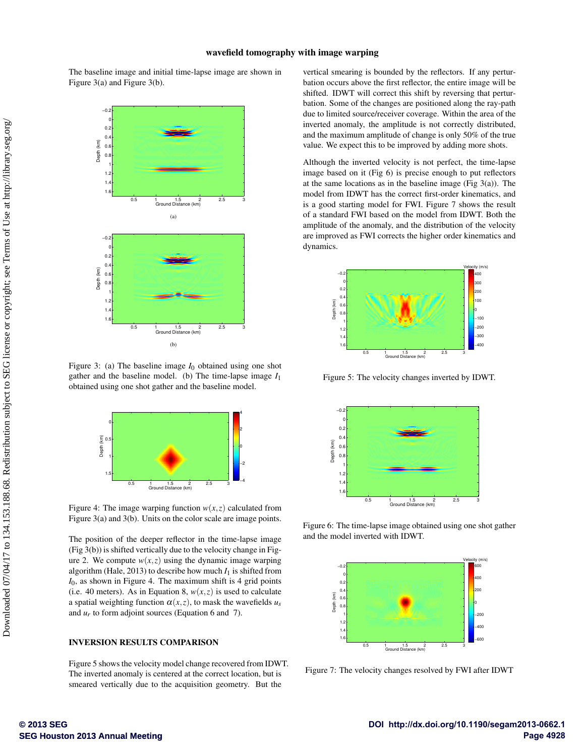The baseline image and initial time-lapse image are shown in Figure 3(a) and Figure 3(b).

(a)

(b)

Figure 3: (a) The baseline image $I_0$ obtained using one shot gather and the baseline model. (b) The time-lapse image $I_1$ obtained using one shot gather and the baseline model.

Figure 4: The image warping function $w(x,z)$ calculated from Figure 3(a) and 3(b). Units on the color scale are image points.

The position of the deeper reflector in the time-lapse image (Fig 3(b)) is shifted vertically due to the velocity change in Figure 2. We compute $w(x,z)$ using the dynamic image warping algorithm (Hale, 2013) to describe how much $I_1$ is shifted from $I_0$, as shown in Figure 4. The maximum shift is 4 grid points (i.e. 40 meters). As in Equation 8, $w(x,z)$ is used to calculate a spatial weighting function $\alpha(x,z)$, to mask the wavefields $u_s$ and $u_r$ to form adjoint sources (Equation 6 and 7).

## INVERSION RESULTS COMPARISON

Figure 5 shows the velocity model change recovered from IDWT. The inverted anomaly is centered at the correct location, but is smeared vertically due to the acquisition geometry. But the vertical smearing is bounded by the reflectors. If any perturbation occurs above the first reflector, the entire image will be shifted. IDWT will correct this shift by reversing that perturbation. Some of the changes are positioned along the ray-path due to limited source/receiver coverage. Within the area of the inverted anomaly, the amplitude is not correctly distributed, and the maximum amplitude of change is only 50% of the true value. We expect this to be improved by adding more shots.

Although the inverted velocity is not perfect, the time-lapse image based on it (Fig 6) is precise enough to put reflectors at the same locations as in the baseline image (Fig 3(a)). The model from IDWT has the correct first-order kinematics, and is a good starting model for FWI. Figure 7 shows the result of a standard FWI based on the model from IDWT. Both the amplitude of the anomaly, and the distribution of the velocity are improved as FWI corrects the higher order kinematics and dynamics.

Figure 5: The velocity changes inverted by IDWT.

Figure 6: The time-lapse image obtained using one shot gather and the model inverted with IDWT.

Figure 7: The velocity changes resolved by FWI after IDWT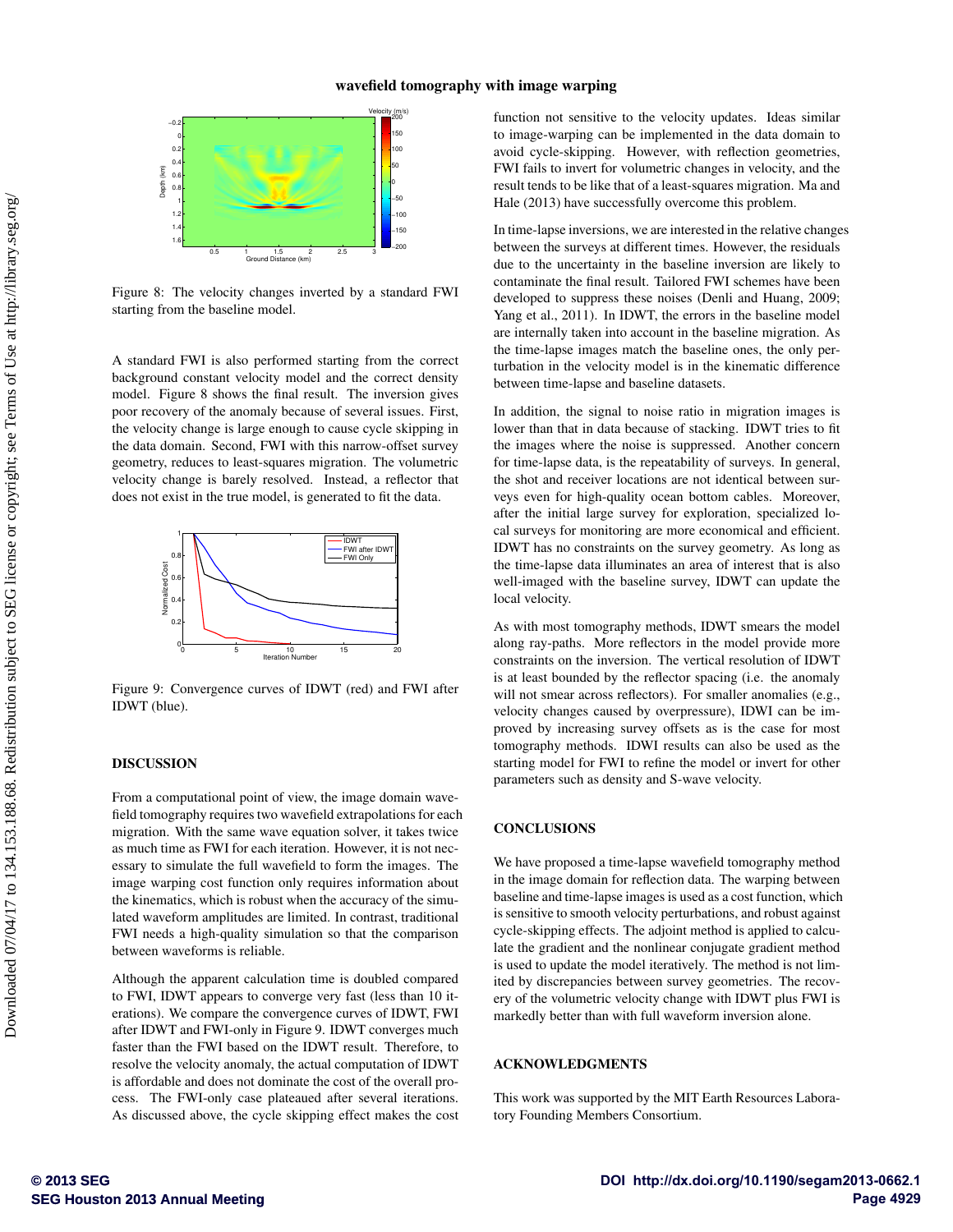Figure 8: The velocity changes inverted by a standard FWI starting from the baseline model.

A standard FWI is also performed starting from the correct background constant velocity model and the correct density model. Figure 8 shows the final result. The inversion gives poor recovery of the anomaly because of several issues. First, the velocity change is large enough to cause cycle skipping in the data domain. Second, FWI with this narrow-offset survey geometry, reduces to least-squares migration. The volumetric velocity change is barely resolved. Instead, a reflector that does not exist in the true model, is generated to fit the data.

Figure 9: Convergence curves of IDWT (red) and FWI after IDWT (blue).

## DISCUSSION

From a computational point of view, the image domain wavefield tomography requires two wavefield extrapolations for each migration. With the same wave equation solver, it takes twice as much time as FWI for each iteration. However, it is not necessary to simulate the full wavefield to form the images. The image warping cost function only requires information about the kinematics, which is robust when the accuracy of the simulated waveform amplitudes are limited. In contrast, traditional FWI needs a high-quality simulation so that the comparison between waveforms is reliable.

Although the apparent calculation time is doubled compared to FWI, IDWT appears to converge very fast (less than 10 iterations). We compare the convergence curves of IDWT, FWI after IDWT and FWI-only in Figure 9. IDWT converges much faster than the FWI based on the IDWT result. Therefore, to resolve the velocity anomaly, the actual computation of IDWT is affordable and does not dominate the cost of the overall process. The FWI-only case plateaued after several iterations. As discussed above, the cycle skipping effect makes the cost function not sensitive to the velocity updates. Ideas similar to image-warping can be implemented in the data domain to avoid cycle-skipping. However, with reflection geometries, FWI fails to invert for volumetric changes in velocity, and the result tends to be like that of a least-squares migration. Ma and Hale (2013) have successfully overcome this problem.

In time-lapse inversions, we are interested in the relative changes between the surveys at different times. However, the residuals due to the uncertainty in the baseline inversion are likely to contaminate the final result. Tailored FWI schemes have been developed to suppress these noises (Denli and Huang, 2009; Yang et al., 2011). In IDWT, the errors in the baseline model are internally taken into account in the baseline migration. As the time-lapse images match the baseline ones, the only perturbation in the velocity model is in the kinematic difference between time-lapse and baseline datasets.

In addition, the signal to noise ratio in migration images is lower than that in data because of stacking. IDWT tries to fit the images where the noise is suppressed. Another concern for time-lapse data, is the repeatability of surveys. In general, the shot and receiver locations are not identical between surveys even for high-quality ocean bottom cables. Moreover, after the initial large survey for exploration, specialized local surveys for monitoring are more economical and efficient. IDWT has no constraints on the survey geometry. As long as the time-lapse data illuminates an area of interest that is also well-imaged with the baseline survey, IDWT can update the local velocity.

As with most tomography methods, IDWT smears the model along ray-paths. More reflectors in the model provide more constraints on the inversion. The vertical resolution of IDWT is at least bounded by the reflector spacing (i.e. the anomaly will not smear across reflectors). For smaller anomalies (e.g., velocity changes caused by overpressure), IDWI can be improved by increasing survey offsets as is the case for most tomography methods. IDWI results can also be used as the starting model for FWI to refine the model or invert for other parameters such as density and S-wave velocity.

## CONCLUSIONS

We have proposed a time-lapse wavefield tomography method in the image domain for reflection data. The warping between baseline and time-lapse images is used as a cost function, which is sensitive to smooth velocity perturbations, and robust against cycle-skipping effects. The adjoint method is applied to calculate the gradient and the nonlinear conjugate gradient method is used to update the model iteratively. The method is not limited by discrepancies between survey geometries. The recovery of the volumetric velocity change with IDWT plus FWI is markedly better than with full waveform inversion alone.

## ACKNOWLEDGMENTS

This work was supported by the MIT Earth Resources Laboratory Founding Members Consortium.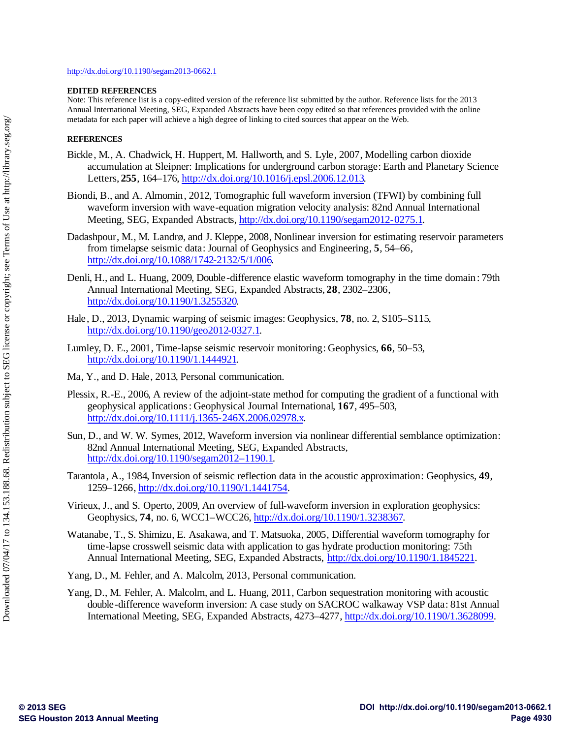http://dx.doi.org/10.1190/segam2013-0662.1

**EDITED REFERENCES**

Note: This reference list is a copy-edited version of the reference list submitted by the author. Reference lists for the 2013 Annual International Meeting, SEG, Expanded Abstracts have been copy edited so that references provided with the online metadata for each paper will achieve a high degree of linking to cited sources that appear on the Web.

**REFERENCES**

Bickle, M., A. Chadwick, H. Huppert, M. Hallworth, and S. Lyle, 2007, Modelling carbon dioxide accumulation at Sleipner: Implications for underground carbon storage: Earth and Planetary Science Letters, **255**, 164–176, http://dx.doi.org/10.1016/j.epsl.2006.12.013.

Biondi, B., and A. Almomin, 2012, Tomographic full waveform inversion (TFWI) by combining full waveform inversion with wave-equation migration velocity analysis: 82nd Annual International Meeting, SEG, Expanded Abstracts, http://dx.doi.org/10.1190/segam2012-0275.1.

Dadashpour, M., M. Landrø, and J. Kleppe, 2008, Nonlinear inversion for estimating reservoir parameters from timelapse seismic data: Journal of Geophysics and Engineering, **5**, 54–66, http://dx.doi.org/10.1088/1742-2132/5/1/006.

Denli, H., and L. Huang, 2009, Double-difference elastic waveform tomography in the time domain: 79th Annual International Meeting, SEG, Expanded Abstracts, **28**, 2302–2306, http://dx.doi.org/10.1190/1.3255320.

Hale, D., 2013, Dynamic warping of seismic images: Geophysics, **78**, no. 2, S105–S115, http://dx.doi.org/10.1190/geo2012-0327.1.

Lumley, D. E., 2001, Time-lapse seismic reservoir monitoring: Geophysics, **66**, 50–53, http://dx.doi.org/10.1190/1.1444921.

Ma, Y., and D. Hale, 2013, Personal communication.

Plessix, R.-E., 2006, A review of the adjoint-state method for computing the gradient of a functional with geophysical applications: Geophysical Journal International, **167**, 495–503, http://dx.doi.org/10.1111/j.1365-246X.2006.02978.x.

Sun, D., and W. W. Symes, 2012, Waveform inversion via nonlinear differential semblance optimization: 82nd Annual International Meeting, SEG, Expanded Abstracts, http://dx.doi.org/10.1190/segam2012–1190.1.

Tarantola, A., 1984, Inversion of seismic reflection data in the acoustic approximation: Geophysics, **49**, 1259–1266, http://dx.doi.org/10.1190/1.1441754.

Virieux, J., and S. Operto, 2009, An overview of full-waveform inversion in exploration geophysics: Geophysics, **74**, no. 6, WCC1–WCC26, http://dx.doi.org/10.1190/1.3238367.

Watanabe, T., S. Shimizu, E. Asakawa, and T. Matsuoka, 2005, Differential waveform tomography for time-lapse crosswell seismic data with application to gas hydrate production monitoring: 75th Annual International Meeting, SEG, Expanded Abstracts, http://dx.doi.org/10.1190/1.1845221.

Yang, D., M. Fehler, and A. Malcolm, 2013, Personal communication.

Yang, D., M. Fehler, A. Malcolm, and L. Huang, 2011, Carbon sequestration monitoring with acoustic double-difference waveform inversion: A case study on SACROC walkaway VSP data: 81st Annual International Meeting, SEG, Expanded Abstracts, 4273–4277, http://dx.doi.org/10.1190/1.3628099.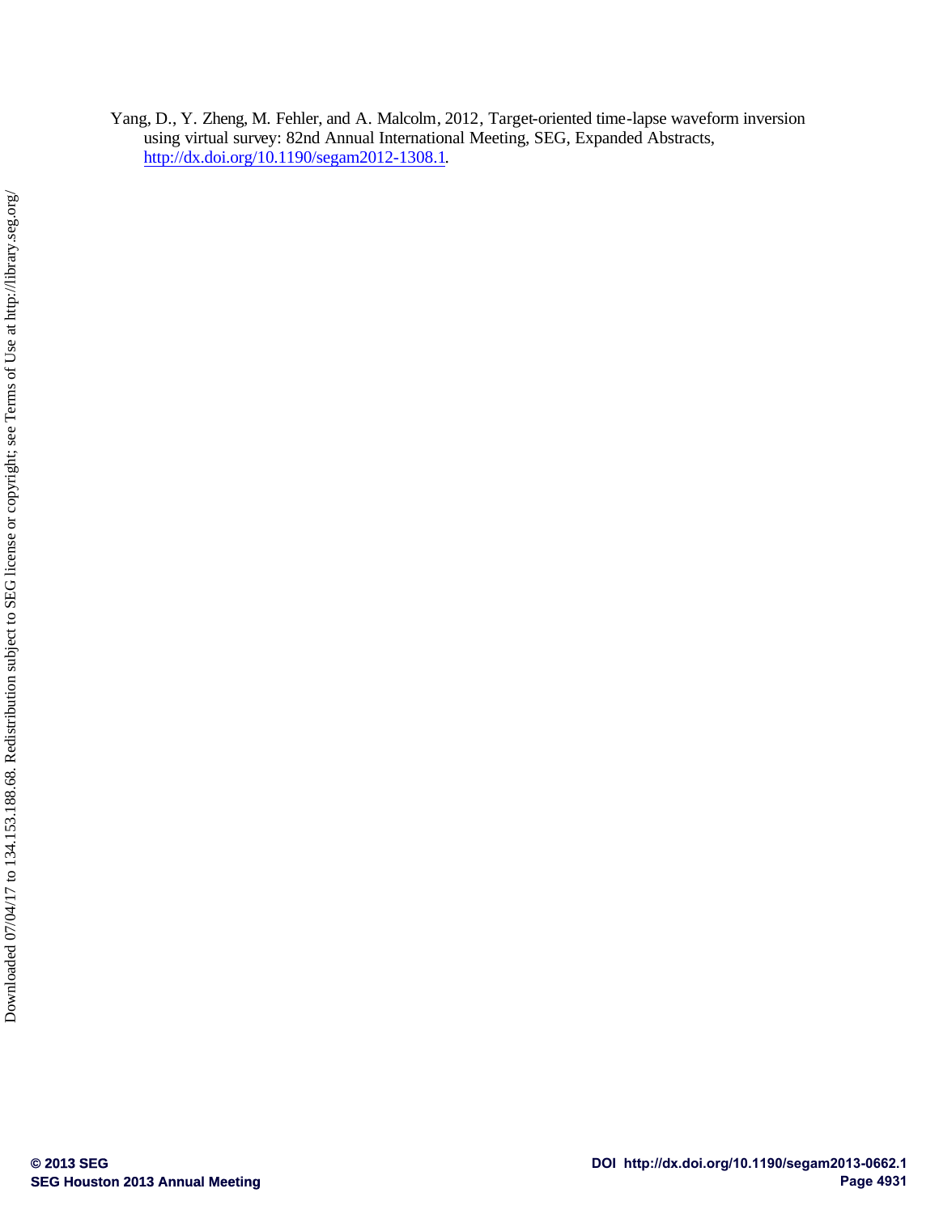Yang, D., Y. Zheng, M. Fehler, and A. Malcolm, 2012, Target-oriented time-lapse waveform inversion using virtual survey: 82nd Annual International Meeting, SEG, Expanded Abstracts, http://dx.doi.org/10.1190/segam2012-1308.1.